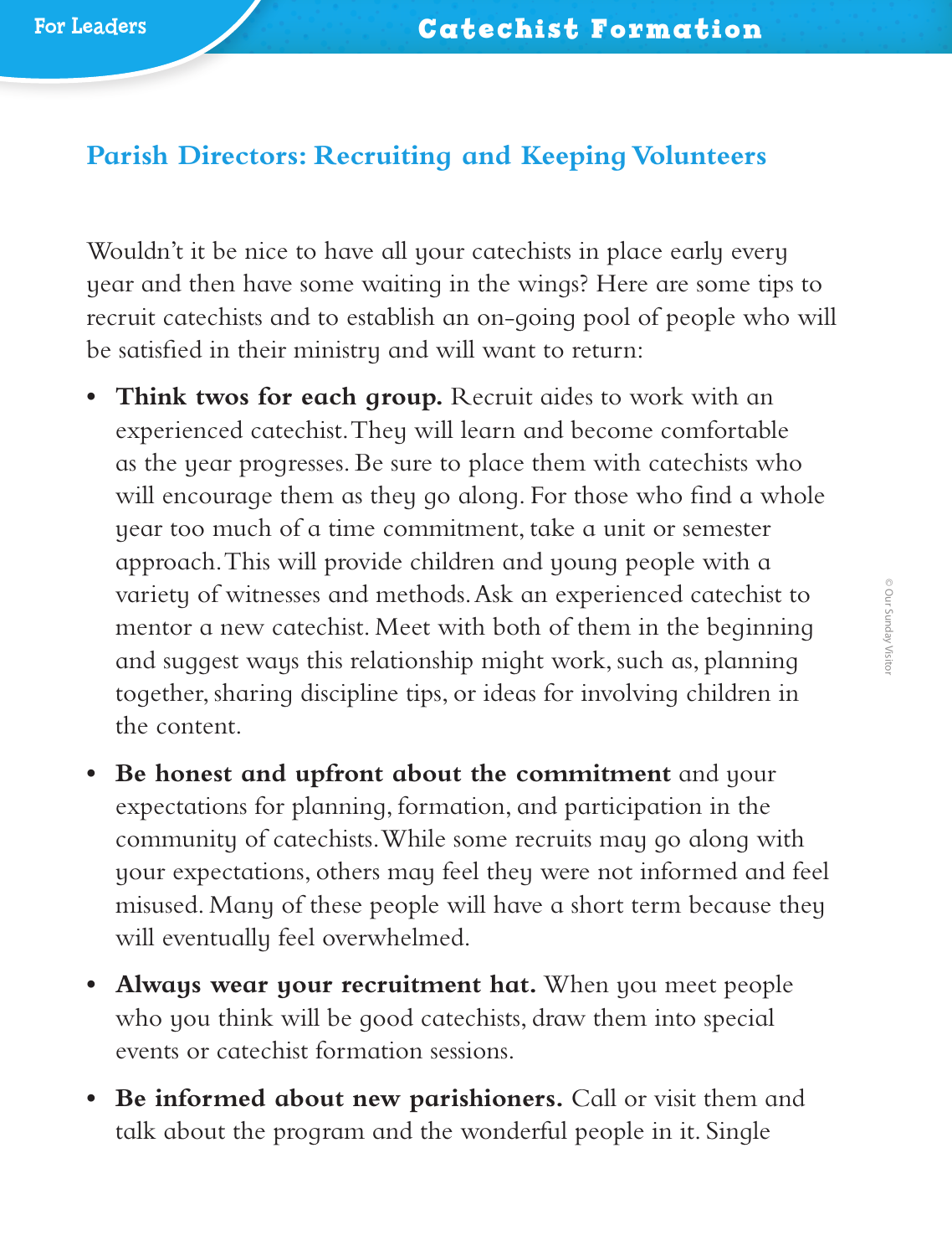## Parish Directors: Recruiting and Keeping Volunteers

Wouldn't it be nice to have all your catechists in place early every year and then have some waiting in the wings? Here are some tips to recruit catechists and to establish an on-going pool of people who will be satisfied in their ministry and will want to return:

- **Think twos for each group.** Recruit aides to work with an experienced catechist. They will learn and become comfortable as the year progresses. Be sure to place them with catechists who will encourage them as they go along. For those who find a whole year too much of a time commitment, take a unit or semester approach. This will provide children and young people with a variety of witnesses and methods. Ask an experienced catechist to mentor a new catechist. Meet with both of them in the beginning and suggest ways this relationship might work, such as, planning together, sharing discipline tips, or ideas for involving children in the content.
- **Be honest and upfront about the commitment** and your expectations for planning, formation, and participation in the community of catechists. While some recruits may go along with your expectations, others may feel they were not informed and feel misused. Many of these people will have a short term because they will eventually feel overwhelmed.
- **Always wear your recruitment hat.** When you meet people who you think will be good catechists, draw them into special events or catechist formation sessions.
- **Be informed about new parishioners.** Call or visit them and talk about the program and the wonderful people in it. Single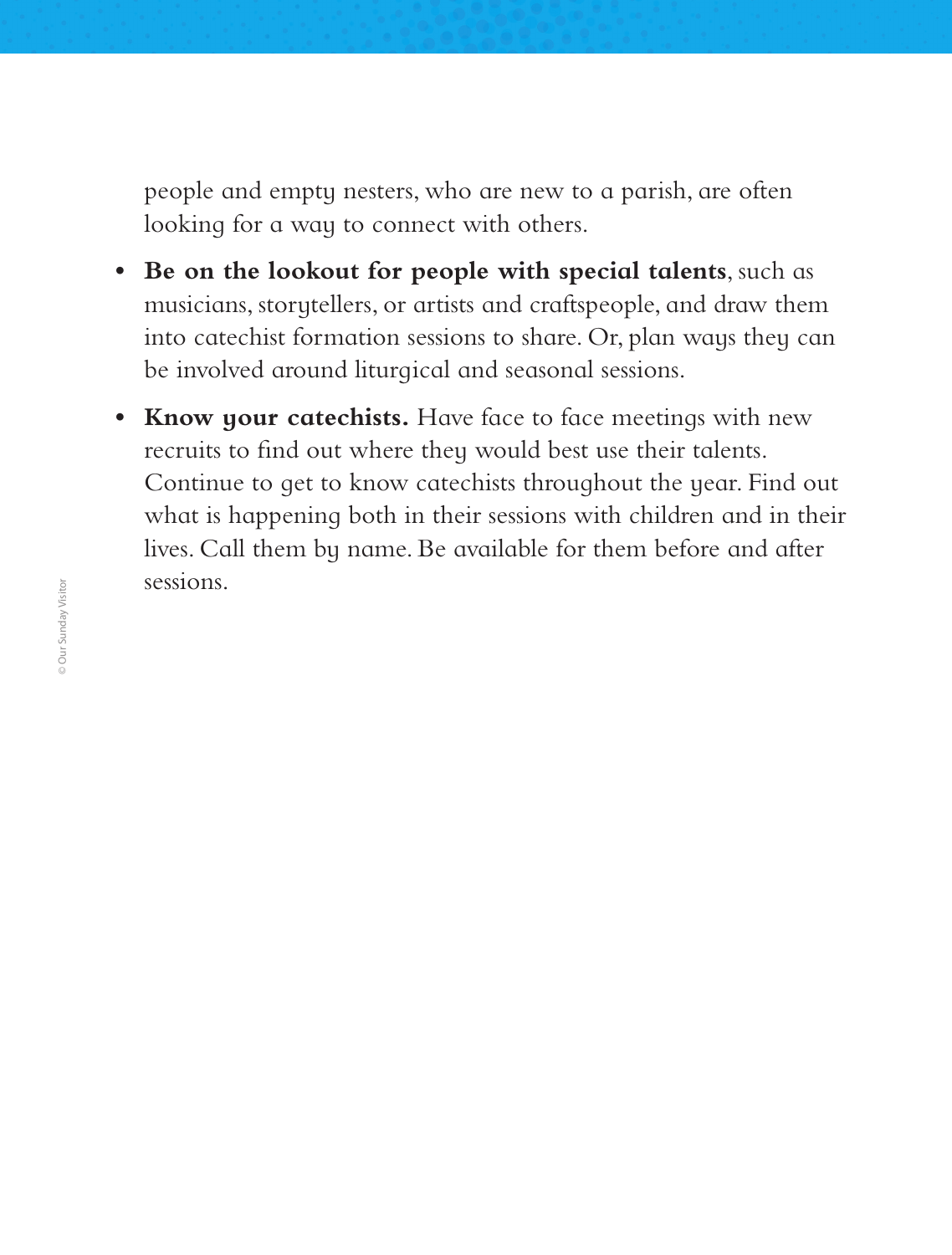people and empty nesters, who are new to a parish, are often looking for a way to connect with others.

- **Be on the lookout for people with special talents**, such as musicians, storytellers, or artists and craftspeople, and draw them into catechist formation sessions to share. Or, plan ways they can be involved around liturgical and seasonal sessions.
- **Know your catechists.** Have face to face meetings with new recruits to find out where they would best use their talents. Continue to get to know catechists throughout the year. Find out what is happening both in their sessions with children and in their lives. Call them by name. Be available for them before and after sessions.